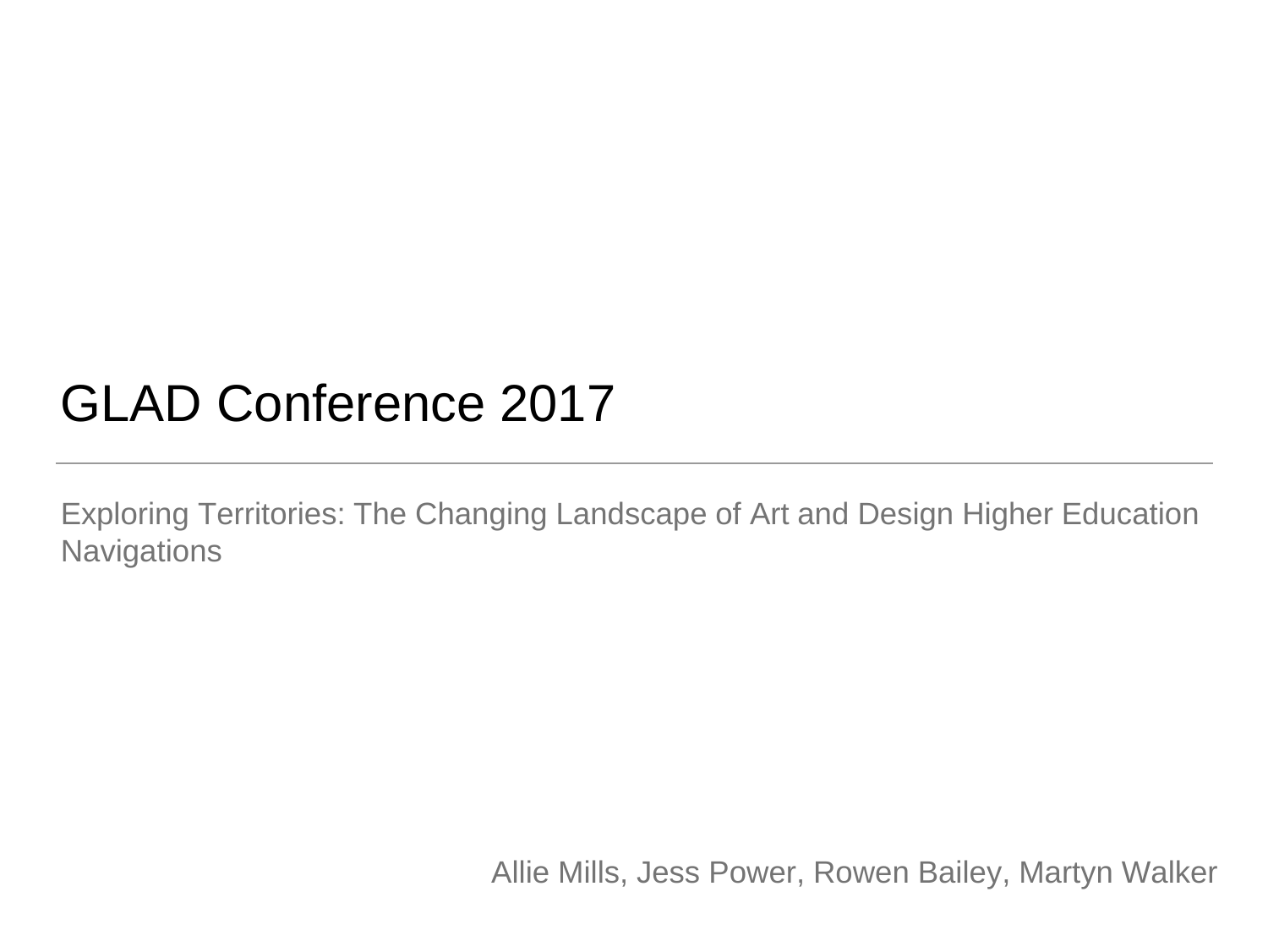# GLAD Conference 2017

---

Exploring Territories: The Changing Landscape of Art and Design Higher Education Navigations

Allie Mills, Jess Power, Rowen Bailey, Martyn Walker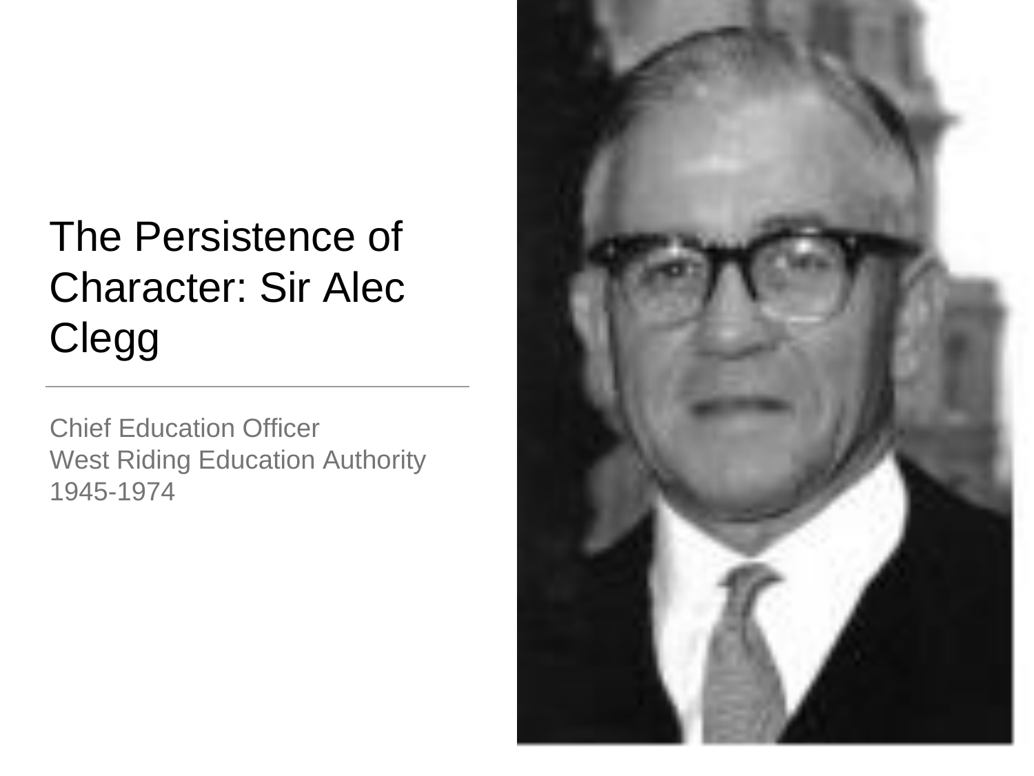# The Persistence of Character: Sir Alec Clegg

Chief Education Officer
West Riding Education Authority
1945-1974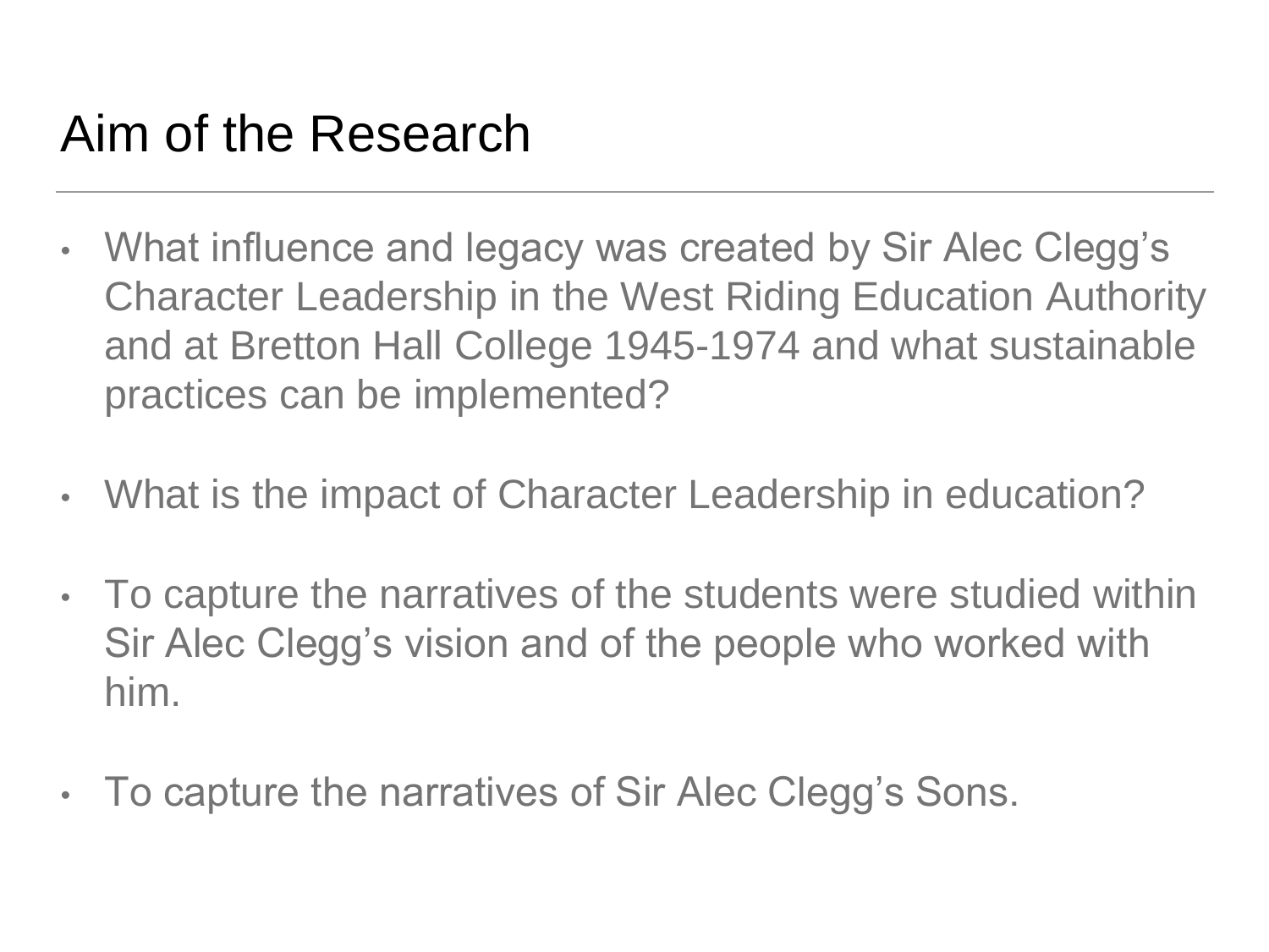# Aim of the Research

- What influence and legacy was created by Sir Alec Clegg's Character Leadership in the West Riding Education Authority and at Bretton Hall College 1945-1974 and what sustainable practices can be implemented?
- What is the impact of Character Leadership in education?
- To capture the narratives of the students were studied within Sir Alec Clegg's vision and of the people who worked with him.
- To capture the narratives of Sir Alec Clegg's Sons.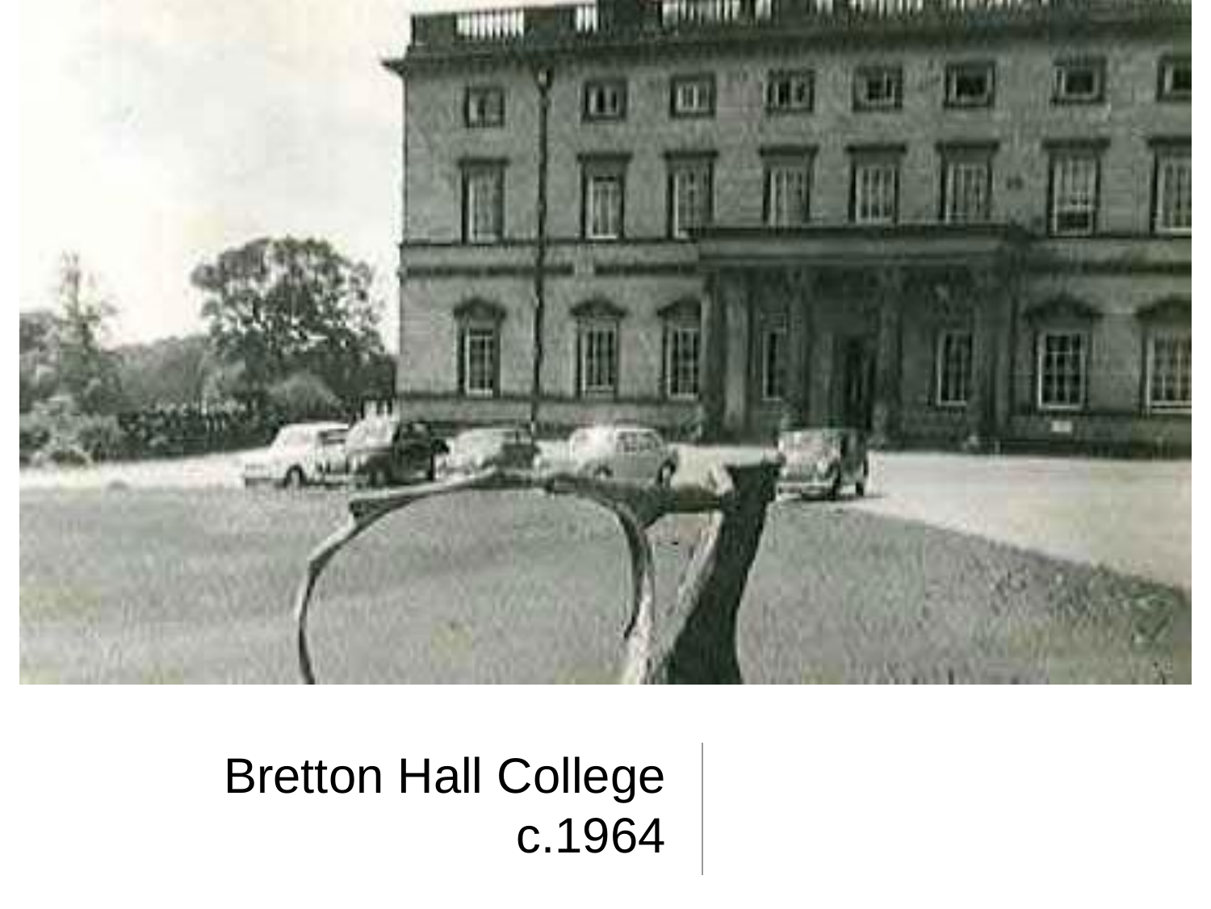Bretton Hall College
c.1964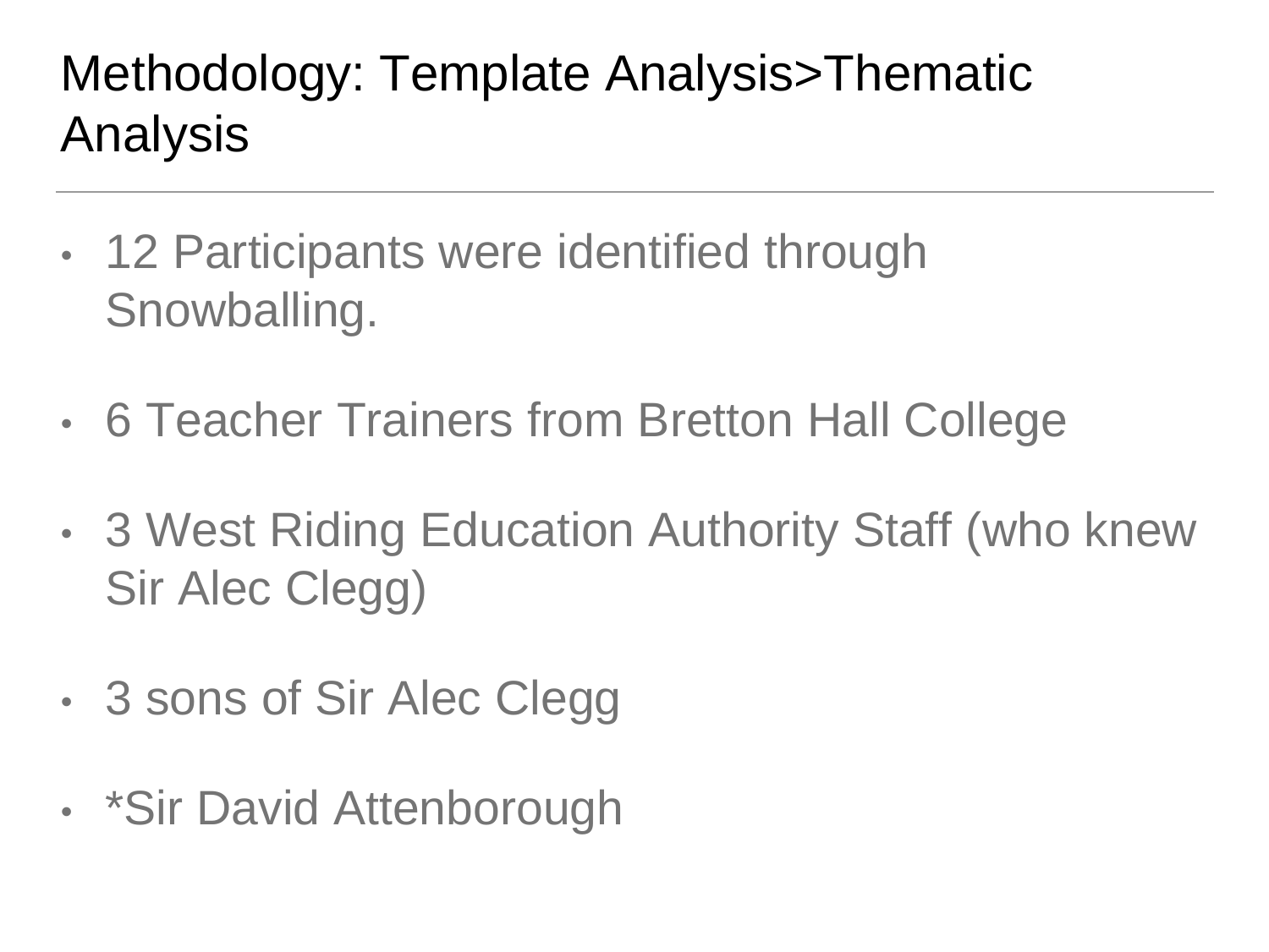# Methodology: Template Analysis>Thematic Analysis

- 12 Participants were identified through Snowballing.
- 6 Teacher Trainers from Bretton Hall College
- 3 West Riding Education Authority Staff (who knew Sir Alec Clegg)
- 3 sons of Sir Alec Clegg
- *Sir David Attenborough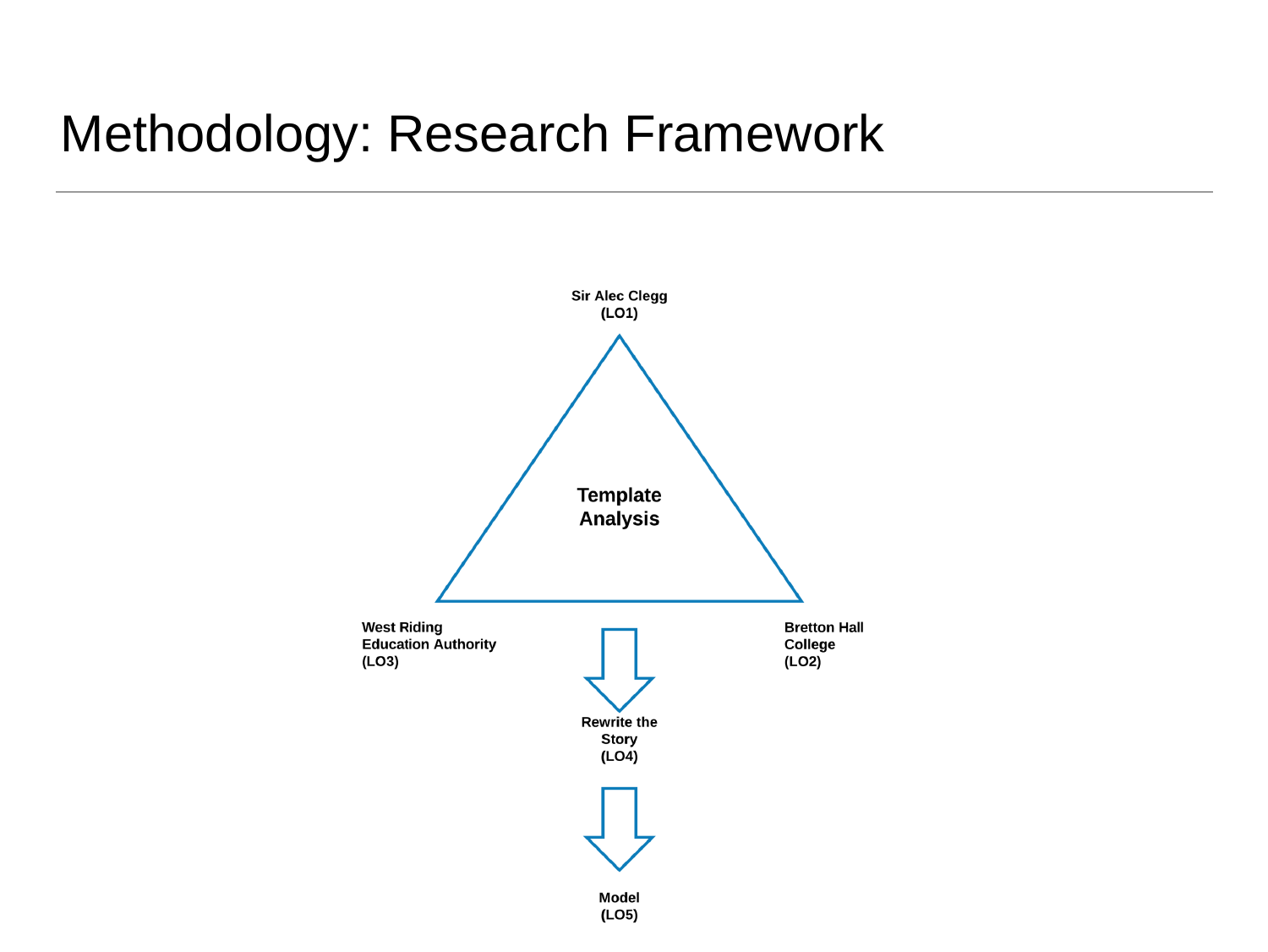# Methodology: Research Framework

Sir Alec Clegg
(LO1)

Template Analysis

West Riding Education Authority
(LO3)

Bretton Hall College
(LO2)

Rewrite the Story
(LO4)

Model
(LO5)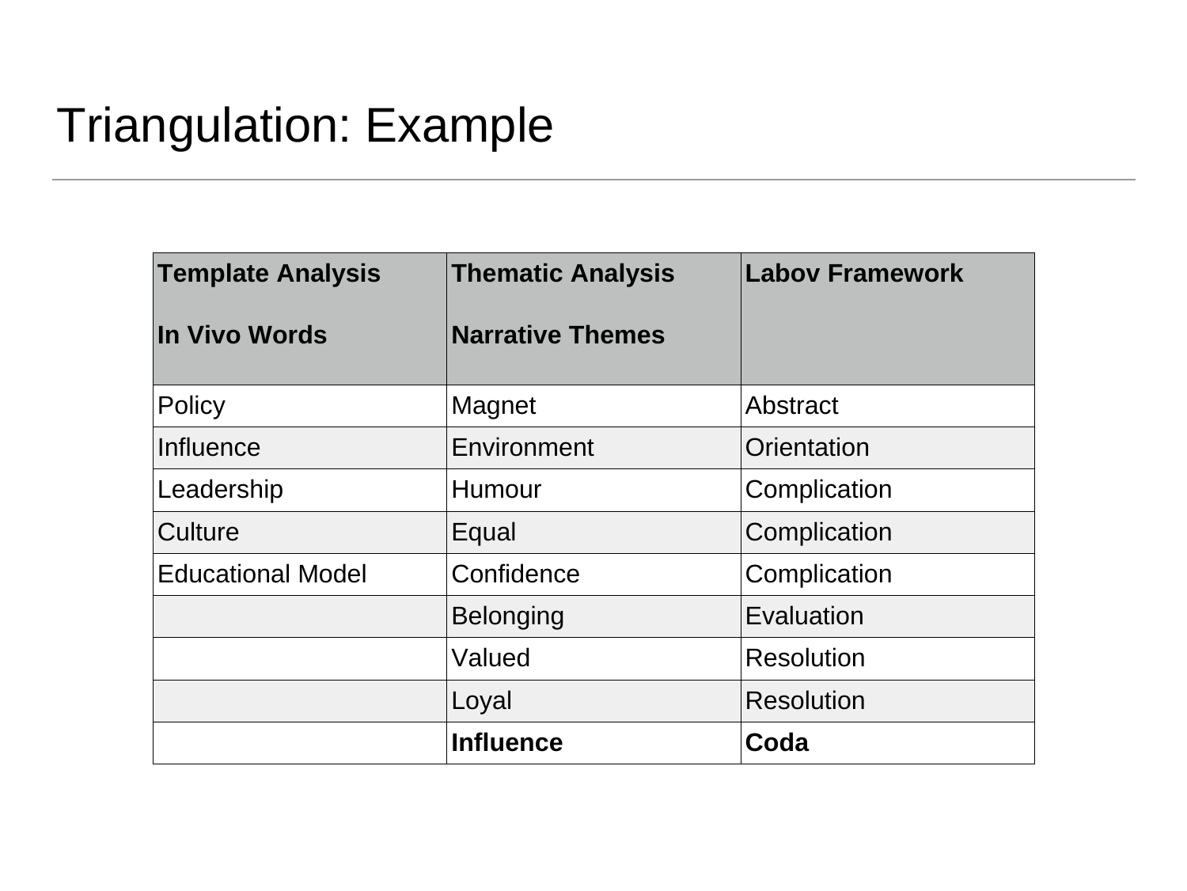# Triangulation: Example

| **Template Analysis**<br><br>**In Vivo Words** | **Thematic Analysis**<br><br>**Narrative Themes** | **Labov Framework** |
|---|---|---|
| Policy | Magnet | Abstract |
| Influence | Environment | Orientation |
| Leadership | Humour | Complication |
| Culture | Equal | Complication |
| Educational Model | Confidence | Complication |
| | Belonging | Evaluation |
| | Valued | Resolution |
| | Loyal | Resolution |
| | **Influence** | **Coda** |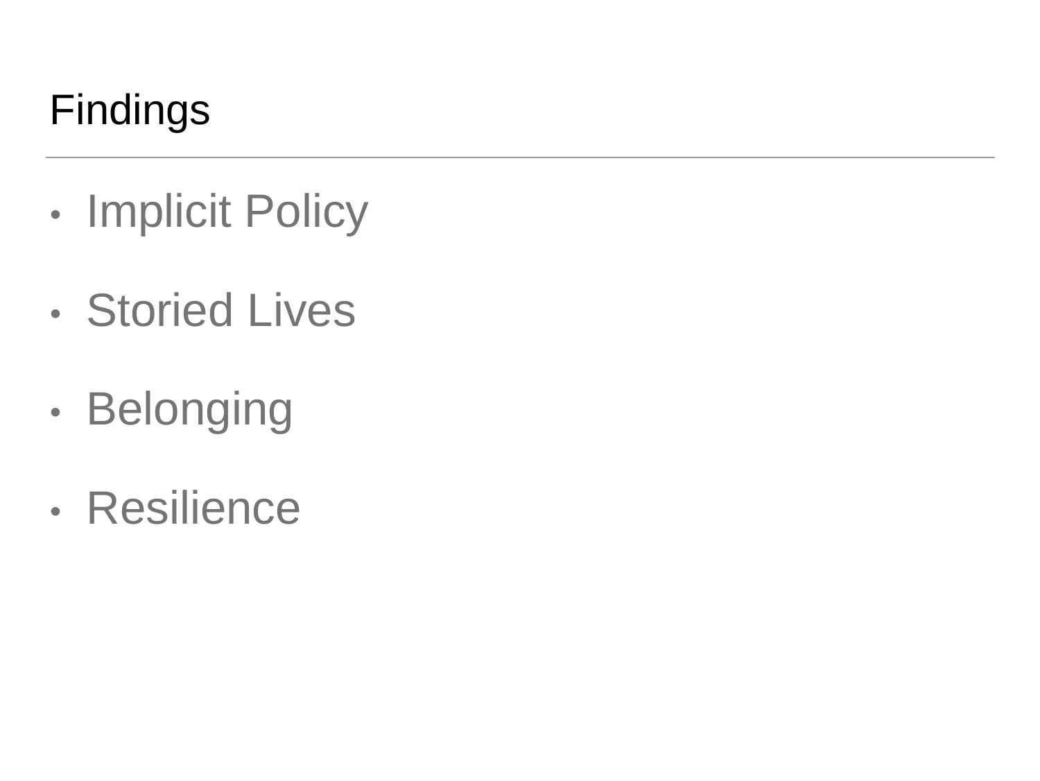# Findings

- Implicit Policy
- Storied Lives
- Belonging
- Resilience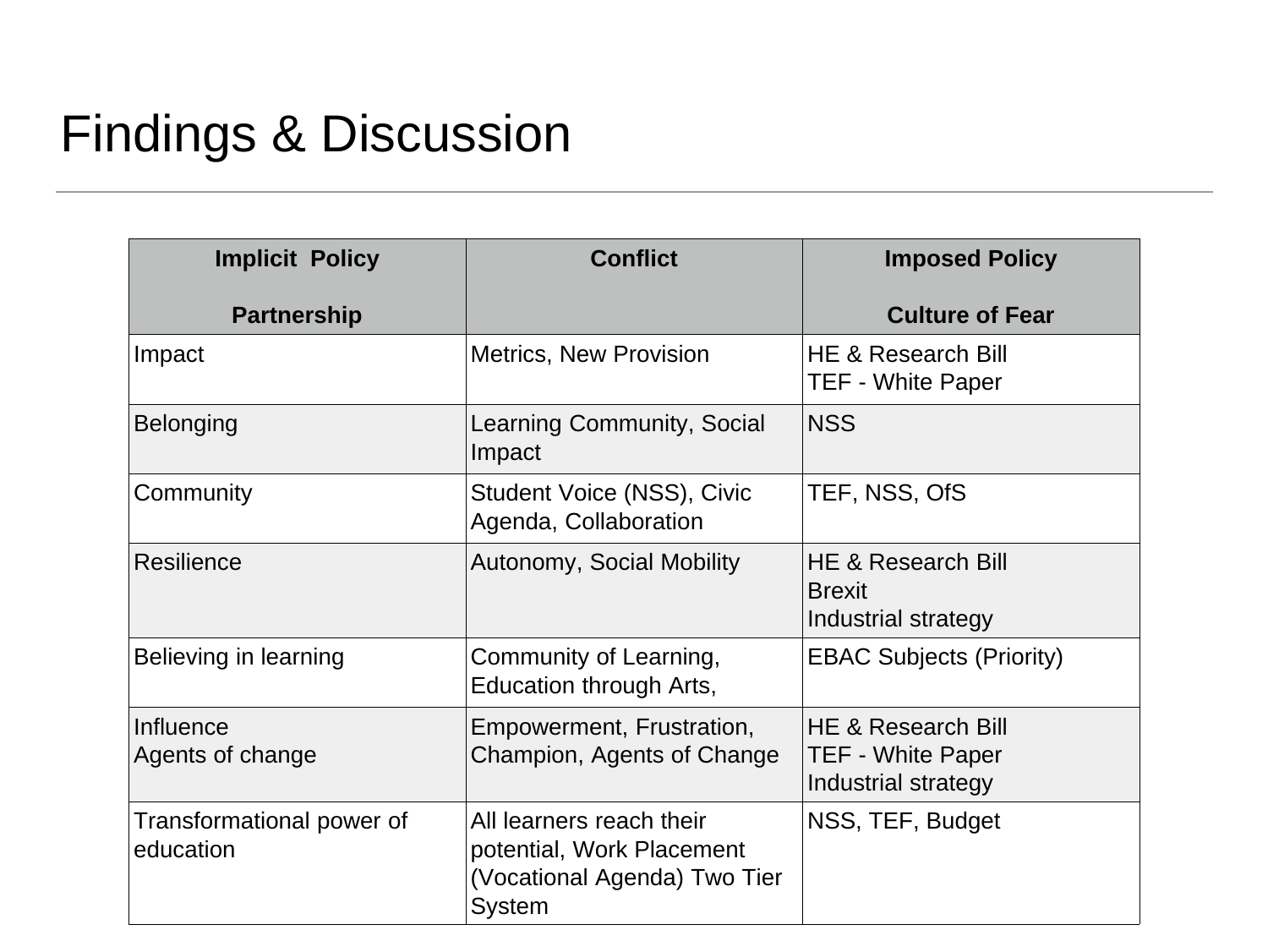# Findings & Discussion

| Implicit Policy<br><br>Partnership | Conflict | Imposed Policy<br><br>Culture of Fear |
|---|---|---|
| Impact | Metrics, New Provision | HE & Research Bill<br>TEF - White Paper |
| Belonging | Learning Community, Social Impact | NSS |
| Community | Student Voice (NSS), Civic Agenda, Collaboration | TEF, NSS, OfS |
| Resilience | Autonomy, Social Mobility | HE & Research Bill<br>Brexit<br>Industrial strategy |
| Believing in learning | Community of Learning, Education through Arts, | EBAC Subjects (Priority) |
| Influence<br>Agents of change | Empowerment, Frustration, Champion, Agents of Change | HE & Research Bill<br>TEF - White Paper<br>Industrial strategy |
| Transformational power of education | All learners reach their potential, Work Placement (Vocational Agenda) Two Tier System | NSS, TEF, Budget |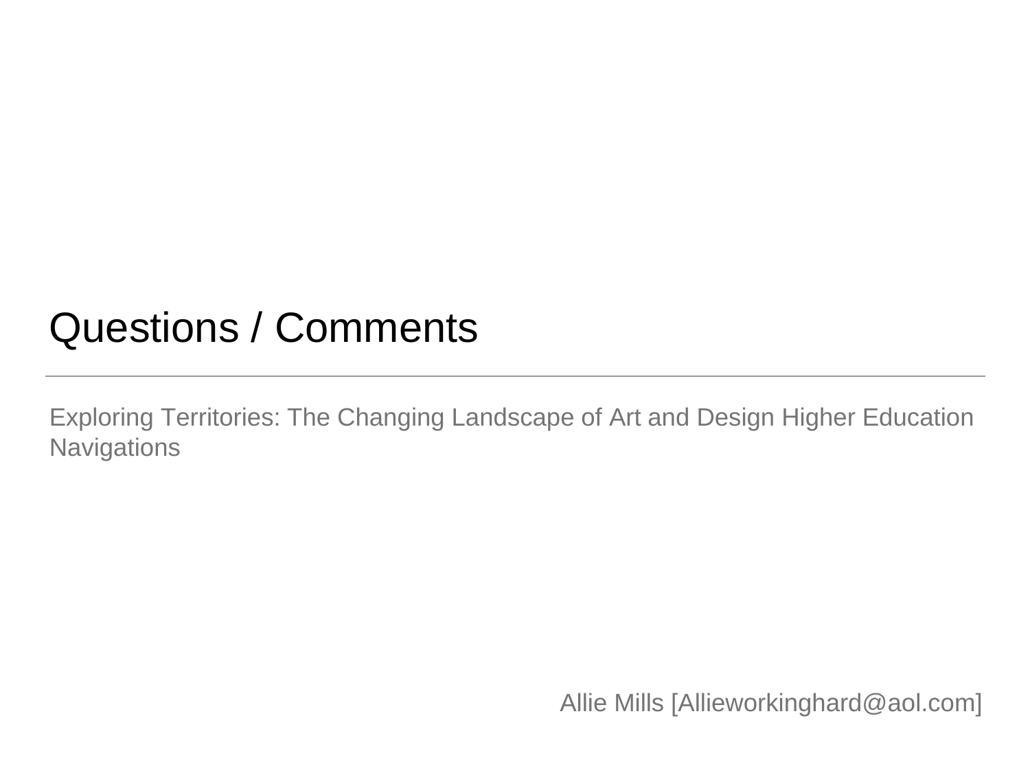# Questions / Comments

---

Exploring Territories: The Changing Landscape of Art and Design Higher Education Navigations

Allie Mills [Allieworkinghard@aol.com]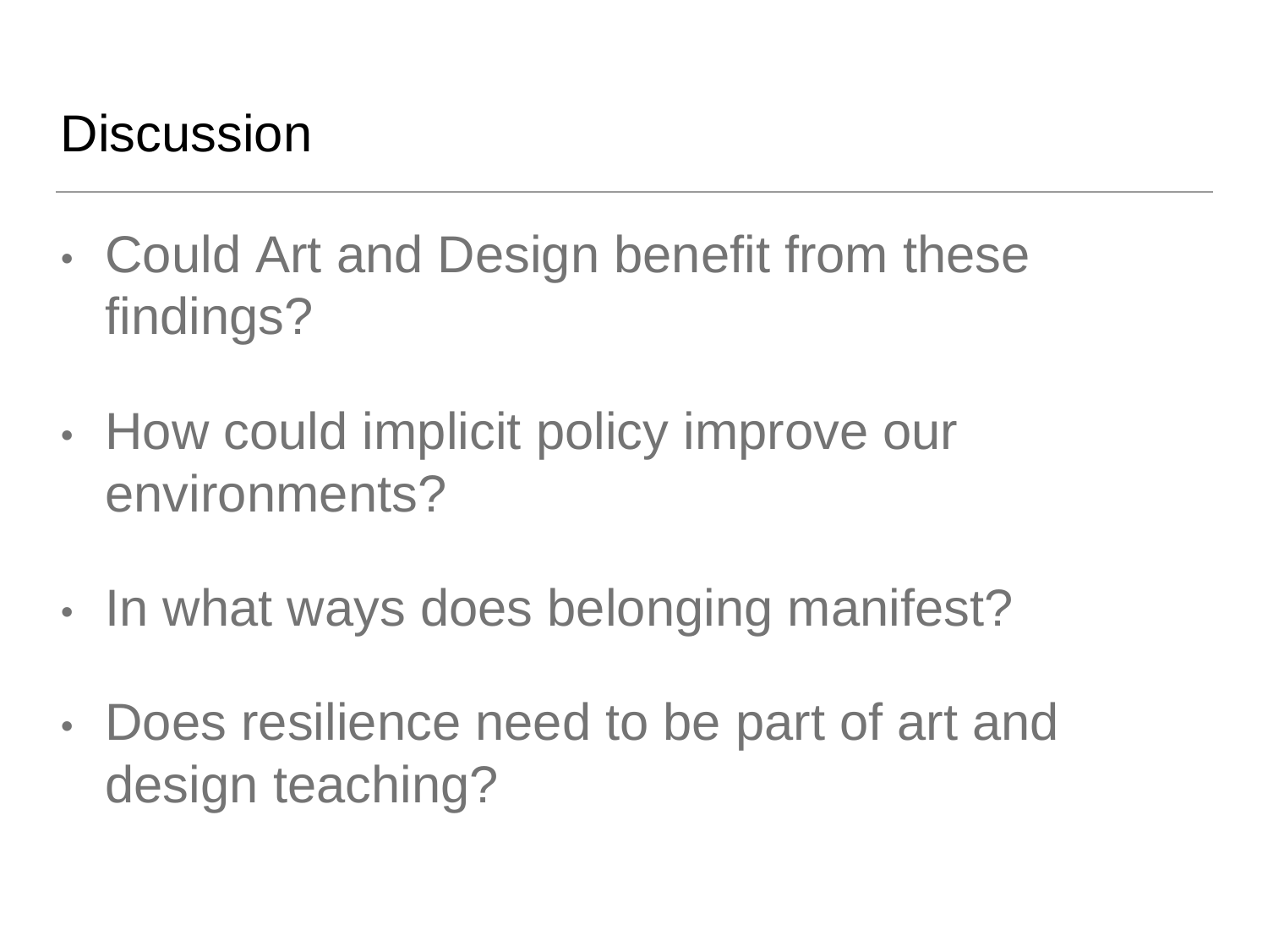# Discussion

- Could Art and Design benefit from these findings?
- How could implicit policy improve our environments?
- In what ways does belonging manifest?
- Does resilience need to be part of art and design teaching?